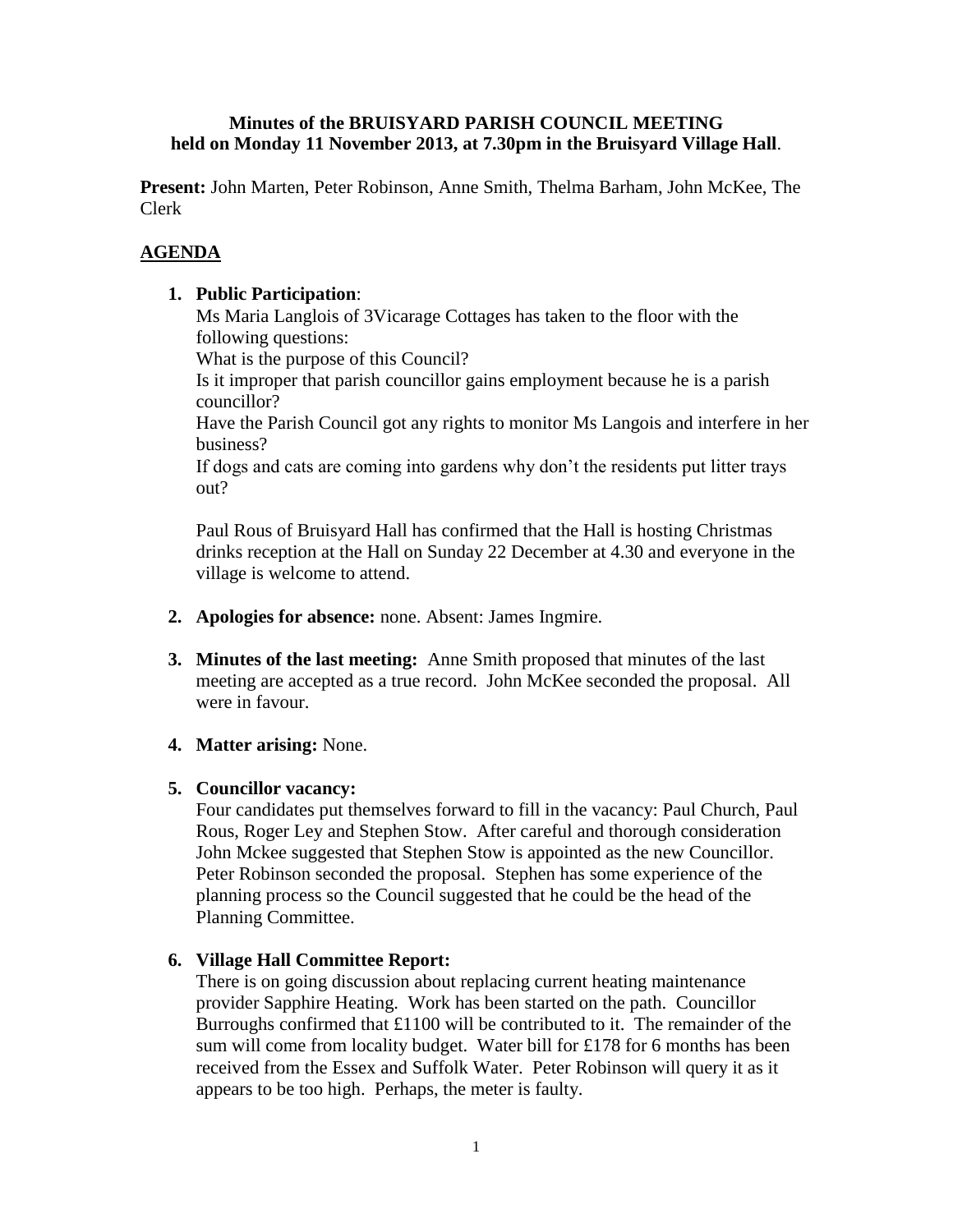**Minutes of the BRUISYARD PARISH COUNCIL MEETING held on Monday 11 November 2013, at 7.30pm in the Bruisyard Village Hall**.

**Present:** John Marten, Peter Robinson, Anne Smith, Thelma Barham, John McKee, The Clerk

## AGENDA

1. **Public Participation**:

   Ms Maria Langlois of 3Vicarage Cottages has taken to the floor with the following questions:

   What is the purpose of this Council?

   Is it improper that parish councillor gains employment because he is a parish councillor?

   Have the Parish Council got any rights to monitor Ms Langois and interfere in her business?

   If dogs and cats are coming into gardens why don't the residents put litter trays out?

   Paul Rous of Bruisyard Hall has confirmed that the Hall is hosting Christmas drinks reception at the Hall on Sunday 22 December at 4.30 and everyone in the village is welcome to attend.

2. **Apologies for absence:** none. Absent: James Ingmire.

3. **Minutes of the last meeting:** Anne Smith proposed that minutes of the last meeting are accepted as a true record. John McKee seconded the proposal. All were in favour.

4. **Matter arising:** None.

5. **Councillor vacancy:**

   Four candidates put themselves forward to fill in the vacancy: Paul Church, Paul Rous, Roger Ley and Stephen Stow. After careful and thorough consideration John Mckee suggested that Stephen Stow is appointed as the new Councillor. Peter Robinson seconded the proposal. Stephen has some experience of the planning process so the Council suggested that he could be the head of the Planning Committee.

6. **Village Hall Committee Report:**

   There is on going discussion about replacing current heating maintenance provider Sapphire Heating. Work has been started on the path. Councillor Burroughs confirmed that £1100 will be contributed to it. The remainder of the sum will come from locality budget. Water bill for £178 for 6 months has been received from the Essex and Suffolk Water. Peter Robinson will query it as it appears to be too high. Perhaps, the meter is faulty.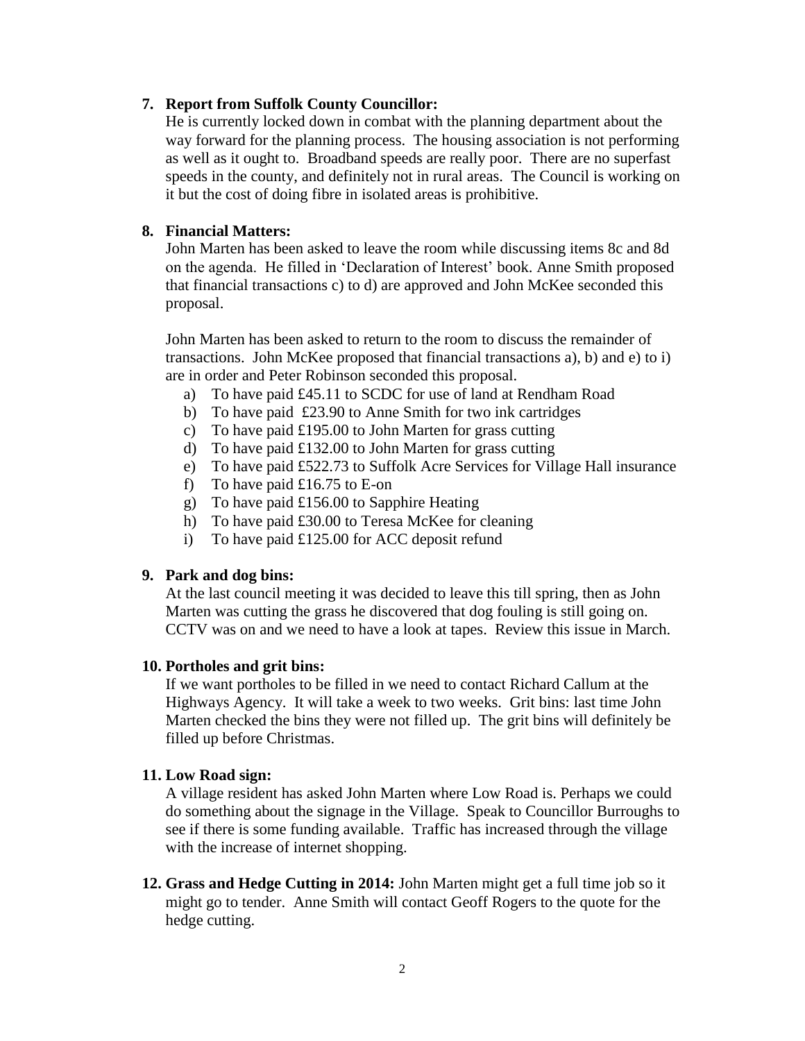7. **Report from Suffolk County Councillor:**
   He is currently locked down in combat with the planning department about the way forward for the planning process. The housing association is not performing as well as it ought to. Broadband speeds are really poor. There are no superfast speeds in the county, and definitely not in rural areas. The Council is working on it but the cost of doing fibre in isolated areas is prohibitive.

8. **Financial Matters:**
   John Marten has been asked to leave the room while discussing items 8c and 8d on the agenda. He filled in 'Declaration of Interest' book. Anne Smith proposed that financial transactions c) to d) are approved and John McKee seconded this proposal.

   John Marten has been asked to return to the room to discuss the remainder of transactions. John McKee proposed that financial transactions a), b) and e) to i) are in order and Peter Robinson seconded this proposal.

   a) To have paid £45.11 to SCDC for use of land at Rendham Road
   b) To have paid £23.90 to Anne Smith for two ink cartridges
   c) To have paid £195.00 to John Marten for grass cutting
   d) To have paid £132.00 to John Marten for grass cutting
   e) To have paid £522.73 to Suffolk Acre Services for Village Hall insurance
   f) To have paid £16.75 to E-on
   g) To have paid £156.00 to Sapphire Heating
   h) To have paid £30.00 to Teresa McKee for cleaning
   i) To have paid £125.00 for ACC deposit refund

9. **Park and dog bins:**
   At the last council meeting it was decided to leave this till spring, then as John Marten was cutting the grass he discovered that dog fouling is still going on. CCTV was on and we need to have a look at tapes. Review this issue in March.

10. **Portholes and grit bins:**
    If we want portholes to be filled in we need to contact Richard Callum at the Highways Agency. It will take a week to two weeks. Grit bins: last time John Marten checked the bins they were not filled up. The grit bins will definitely be filled up before Christmas.

11. **Low Road sign:**
    A village resident has asked John Marten where Low Road is. Perhaps we could do something about the signage in the Village. Speak to Councillor Burroughs to see if there is some funding available. Traffic has increased through the village with the increase of internet shopping.

12. **Grass and Hedge Cutting in 2014:** John Marten might get a full time job so it might go to tender. Anne Smith will contact Geoff Rogers to the quote for the hedge cutting.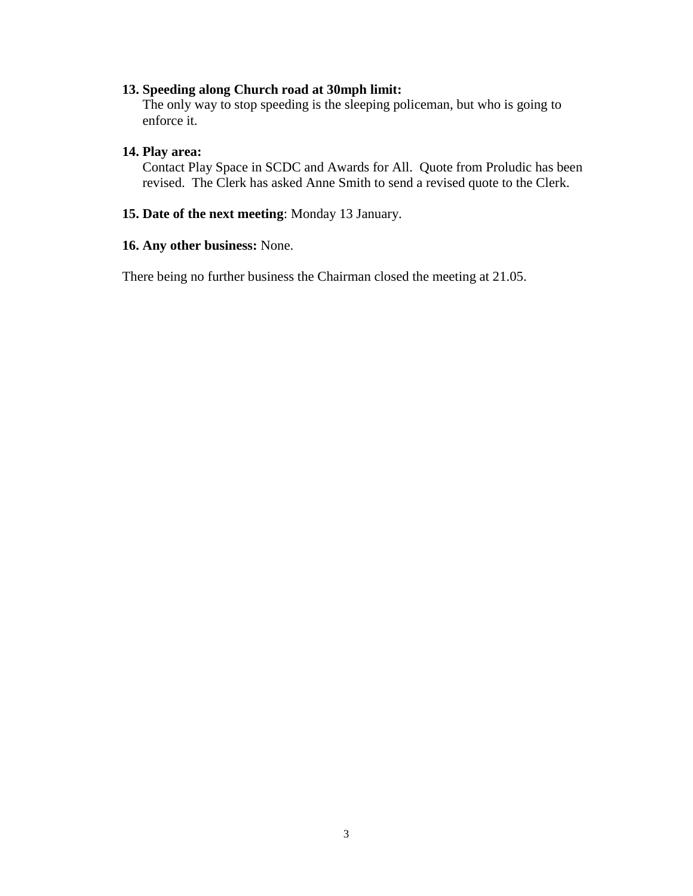**13. Speeding along Church road at 30mph limit:**

The only way to stop speeding is the sleeping policeman, but who is going to enforce it.

**14. Play area:**

Contact Play Space in SCDC and Awards for All. Quote from Proludic has been revised. The Clerk has asked Anne Smith to send a revised quote to the Clerk.

**15. Date of the next meeting**: Monday 13 January.

**16. Any other business:** None.

There being no further business the Chairman closed the meeting at 21.05.